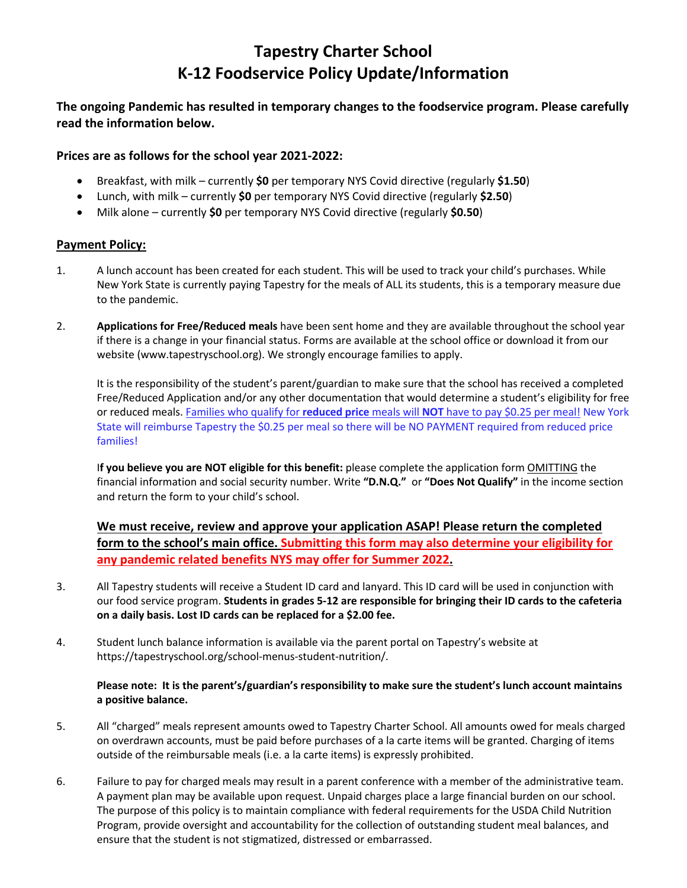# Tapestry Charter School
# K-12 Foodservice Policy Update/Information

**The ongoing Pandemic has resulted in temporary changes to the foodservice program. Please carefully read the information below.**

**Prices are as follows for the school year 2021-2022:**

- Breakfast, with milk – currently **$0** per temporary NYS Covid directive (regularly **$1.50**)
- Lunch, with milk – currently **$0** per temporary NYS Covid directive (regularly **$2.50**)
- Milk alone – currently **$0** per temporary NYS Covid directive (regularly **$0.50**)

## Payment Policy:

1. A lunch account has been created for each student. This will be used to track your child's purchases. While New York State is currently paying Tapestry for the meals of ALL its students, this is a temporary measure due to the pandemic.

2. **Applications for Free/Reduced meals** have been sent home and they are available throughout the school year if there is a change in your financial status. Forms are available at the school office or download it from our website (www.tapestryschool.org). We strongly encourage families to apply.

   It is the responsibility of the student's parent/guardian to make sure that the school has received a completed Free/Reduced Application and/or any other documentation that would determine a student's eligibility for free or reduced meals. Families who qualify for **reduced price** meals will **NOT** have to pay $0.25 per meal! New York State will reimburse Tapestry the $0.25 per meal so there will be NO PAYMENT required from reduced price families!

   I**f you believe you are NOT eligible for this benefit:** please complete the application form OMITTING the financial information and social security number. Write **"D.N.Q."** or **"Does Not Qualify"** in the income section and return the form to your child's school.

   **We must receive, review and approve your application ASAP! Please return the completed form to the school's main office. Submitting this form may also determine your eligibility for any pandemic related benefits NYS may offer for Summer 2022.**

3. All Tapestry students will receive a Student ID card and lanyard. This ID card will be used in conjunction with our food service program. **Students in grades 5-12 are responsible for bringing their ID cards to the cafeteria on a daily basis. Lost ID cards can be replaced for a $2.00 fee.**

4. Student lunch balance information is available via the parent portal on Tapestry's website at https://tapestryschool.org/school-menus-student-nutrition/.

   **Please note: It is the parent's/guardian's responsibility to make sure the student's lunch account maintains a positive balance.**

5. All "charged" meals represent amounts owed to Tapestry Charter School. All amounts owed for meals charged on overdrawn accounts, must be paid before purchases of a la carte items will be granted. Charging of items outside of the reimbursable meals (i.e. a la carte items) is expressly prohibited.

6. Failure to pay for charged meals may result in a parent conference with a member of the administrative team. A payment plan may be available upon request. Unpaid charges place a large financial burden on our school. The purpose of this policy is to maintain compliance with federal requirements for the USDA Child Nutrition Program, provide oversight and accountability for the collection of outstanding student meal balances, and ensure that the student is not stigmatized, distressed or embarrassed.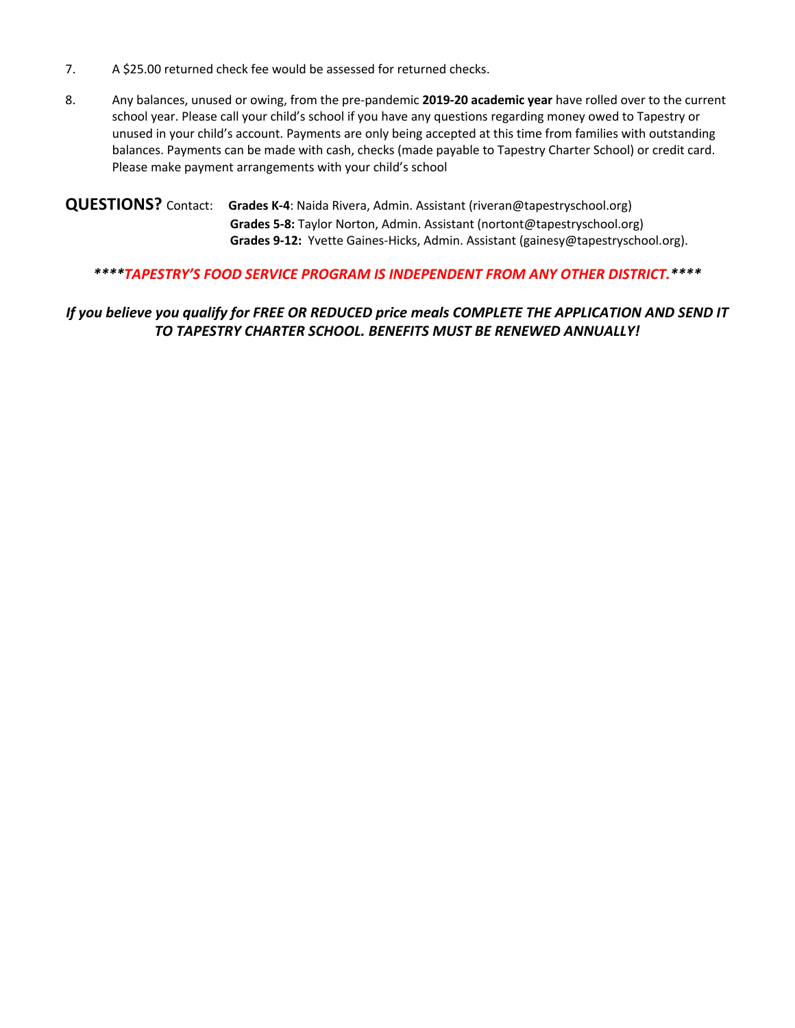7. A $25.00 returned check fee would be assessed for returned checks.

8. Any balances, unused or owing, from the pre-pandemic **2019-20 academic year** have rolled over to the current school year. Please call your child's school if you have any questions regarding money owed to Tapestry or unused in your child's account. Payments are only being accepted at this time from families with outstanding balances. Payments can be made with cash, checks (made payable to Tapestry Charter School) or credit card. Please make payment arrangements with your child's school

**QUESTIONS?** Contact: **Grades K-4**: Naida Rivera, Admin. Assistant (riveran@tapestryschool.org)
**Grades 5-8:** Taylor Norton, Admin. Assistant (nortont@tapestryschool.org)
**Grades 9-12:** Yvette Gaines-Hicks, Admin. Assistant (gainesy@tapestryschool.org).

***\*\*\*\*TAPESTRY'S FOOD SERVICE PROGRAM IS INDEPENDENT FROM ANY OTHER DISTRICT.\*\*\*\****

***If you believe you qualify for FREE OR REDUCED price meals COMPLETE THE APPLICATION AND SEND IT TO TAPESTRY CHARTER SCHOOL. BENEFITS MUST BE RENEWED ANNUALLY!***